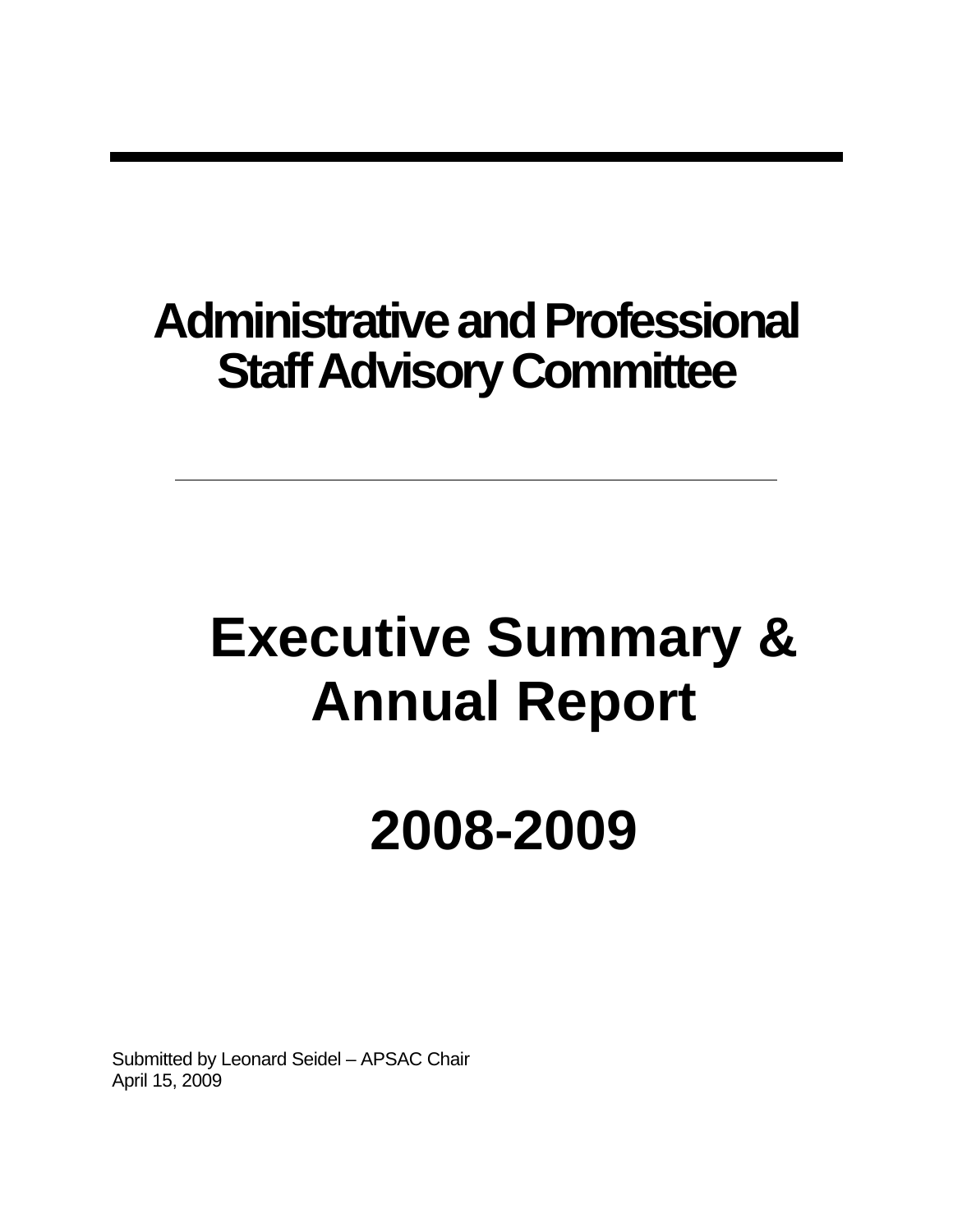# Administrative and Professional Staff Advisory Committee

---

# Executive Summary & Annual Report

# 2008-2009

Submitted by Leonard Seidel – APSAC Chair
April 15, 2009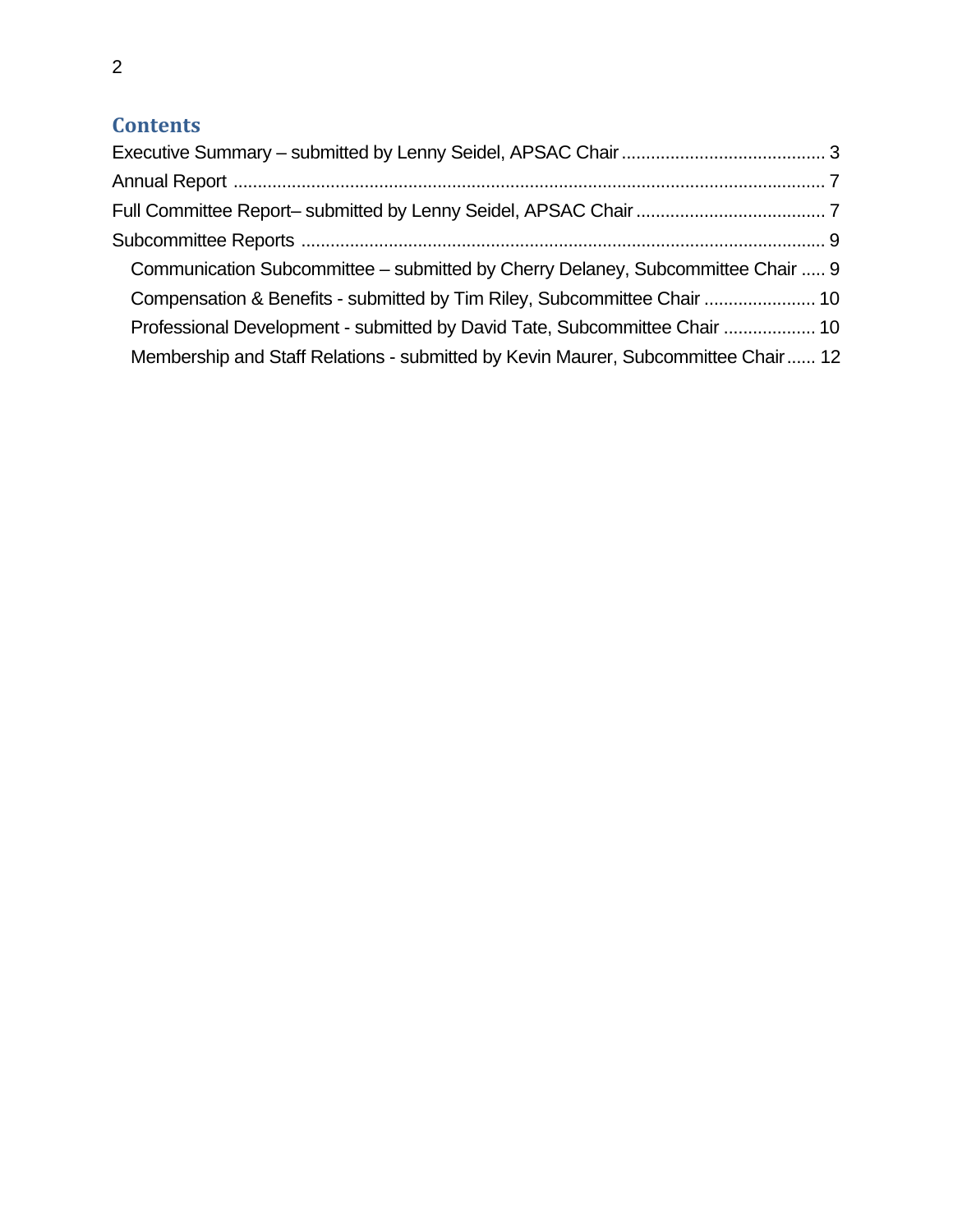## Contents

Executive Summary – submitted by Lenny Seidel, APSAC Chair ........................................ 3

Annual Report .................................................................................................................. 7

Full Committee Report– submitted by Lenny Seidel, APSAC Chair ................................ 7

Subcommittee Reports ..................................................................................................... 9

- Communication Subcommittee – submitted by Cherry Delaney, Subcommittee Chair ..... 9
- Compensation & Benefits - submitted by Tim Riley, Subcommittee Chair ..................... 10
- Professional Development - submitted by David Tate, Subcommittee Chair .................. 10
- Membership and Staff Relations - submitted by Kevin Maurer, Subcommittee Chair ...... 12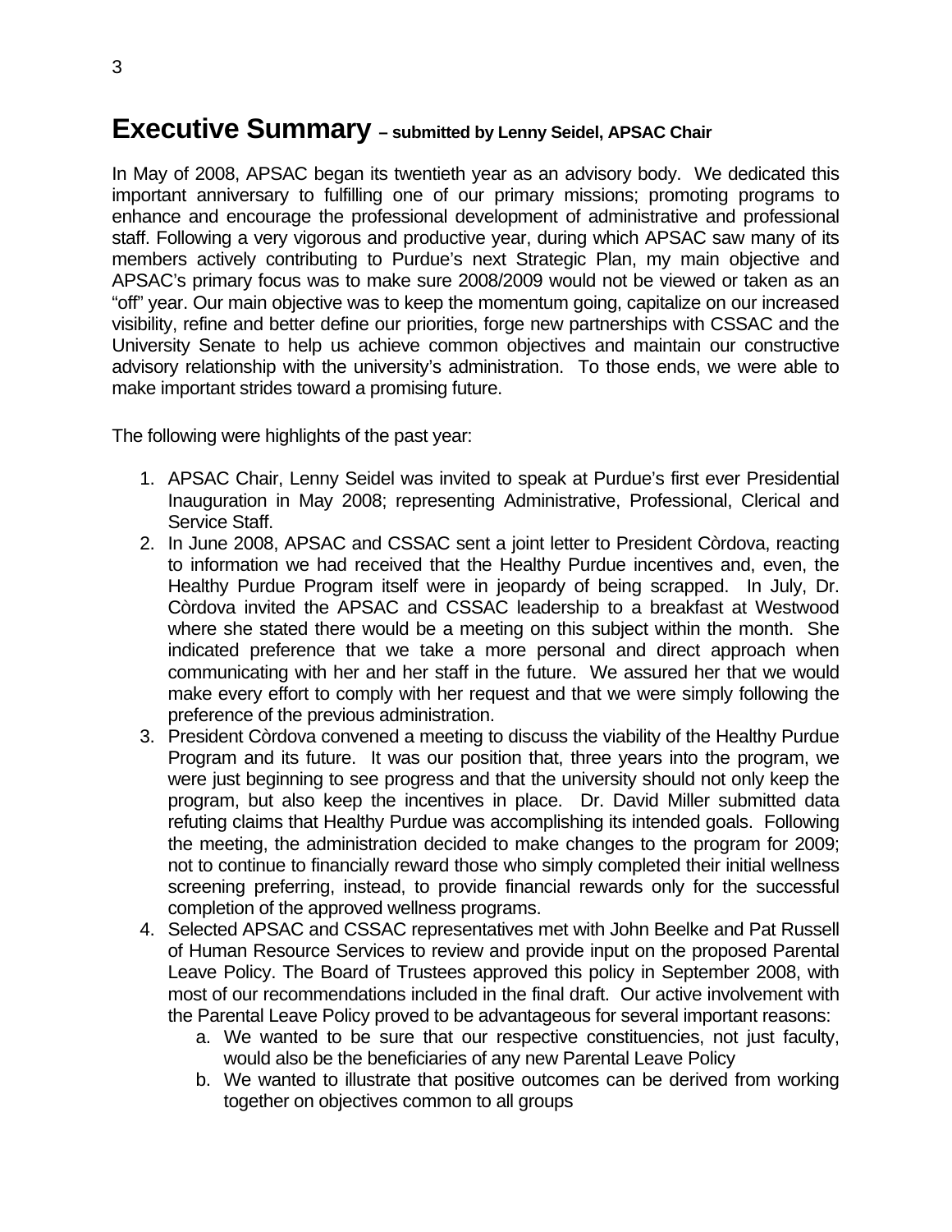# Executive Summary – submitted by Lenny Seidel, APSAC Chair

In May of 2008, APSAC began its twentieth year as an advisory body. We dedicated this important anniversary to fulfilling one of our primary missions; promoting programs to enhance and encourage the professional development of administrative and professional staff. Following a very vigorous and productive year, during which APSAC saw many of its members actively contributing to Purdue's next Strategic Plan, my main objective and APSAC's primary focus was to make sure 2008/2009 would not be viewed or taken as an "off" year. Our main objective was to keep the momentum going, capitalize on our increased visibility, refine and better define our priorities, forge new partnerships with CSSAC and the University Senate to help us achieve common objectives and maintain our constructive advisory relationship with the university's administration. To those ends, we were able to make important strides toward a promising future.

The following were highlights of the past year:

1. APSAC Chair, Lenny Seidel was invited to speak at Purdue's first ever Presidential Inauguration in May 2008; representing Administrative, Professional, Clerical and Service Staff.
2. In June 2008, APSAC and CSSAC sent a joint letter to President Còrdova, reacting to information we had received that the Healthy Purdue incentives and, even, the Healthy Purdue Program itself were in jeopardy of being scrapped. In July, Dr. Còrdova invited the APSAC and CSSAC leadership to a breakfast at Westwood where she stated there would be a meeting on this subject within the month. She indicated preference that we take a more personal and direct approach when communicating with her and her staff in the future. We assured her that we would make every effort to comply with her request and that we were simply following the preference of the previous administration.
3. President Còrdova convened a meeting to discuss the viability of the Healthy Purdue Program and its future. It was our position that, three years into the program, we were just beginning to see progress and that the university should not only keep the program, but also keep the incentives in place. Dr. David Miller submitted data refuting claims that Healthy Purdue was accomplishing its intended goals. Following the meeting, the administration decided to make changes to the program for 2009; not to continue to financially reward those who simply completed their initial wellness screening preferring, instead, to provide financial rewards only for the successful completion of the approved wellness programs.
4. Selected APSAC and CSSAC representatives met with John Beelke and Pat Russell of Human Resource Services to review and provide input on the proposed Parental Leave Policy. The Board of Trustees approved this policy in September 2008, with most of our recommendations included in the final draft. Our active involvement with the Parental Leave Policy proved to be advantageous for several important reasons:
    a. We wanted to be sure that our respective constituencies, not just faculty, would also be the beneficiaries of any new Parental Leave Policy
    b. We wanted to illustrate that positive outcomes can be derived from working together on objectives common to all groups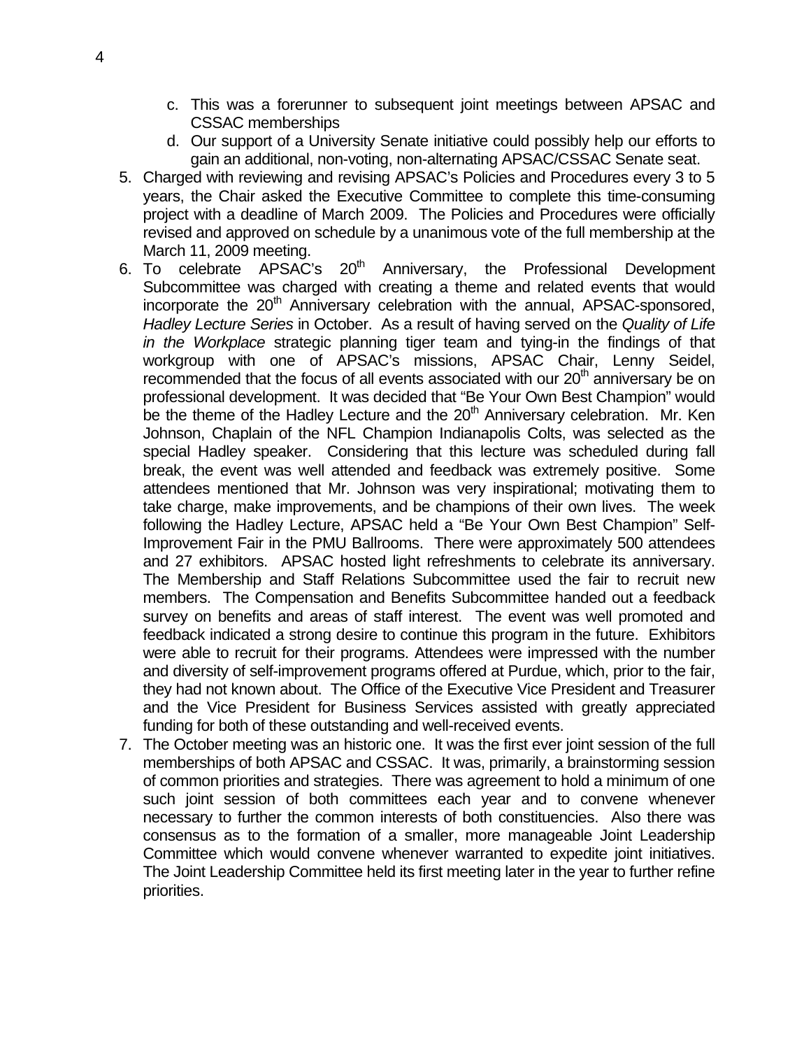c. This was a forerunner to subsequent joint meetings between APSAC and CSSAC memberships
   d. Our support of a University Senate initiative could possibly help our efforts to gain an additional, non-voting, non-alternating APSAC/CSSAC Senate seat.
5. Charged with reviewing and revising APSAC's Policies and Procedures every 3 to 5 years, the Chair asked the Executive Committee to complete this time-consuming project with a deadline of March 2009. The Policies and Procedures were officially revised and approved on schedule by a unanimous vote of the full membership at the March 11, 2009 meeting.
6. To celebrate APSAC's 20th Anniversary, the Professional Development Subcommittee was charged with creating a theme and related events that would incorporate the 20th Anniversary celebration with the annual, APSAC-sponsored, *Hadley Lecture Series* in October. As a result of having served on the *Quality of Life in the Workplace* strategic planning tiger team and tying-in the findings of that workgroup with one of APSAC's missions, APSAC Chair, Lenny Seidel, recommended that the focus of all events associated with our 20th anniversary be on professional development. It was decided that "Be Your Own Best Champion" would be the theme of the Hadley Lecture and the 20th Anniversary celebration. Mr. Ken Johnson, Chaplain of the NFL Champion Indianapolis Colts, was selected as the special Hadley speaker. Considering that this lecture was scheduled during fall break, the event was well attended and feedback was extremely positive. Some attendees mentioned that Mr. Johnson was very inspirational; motivating them to take charge, make improvements, and be champions of their own lives. The week following the Hadley Lecture, APSAC held a "Be Your Own Best Champion" Self-Improvement Fair in the PMU Ballrooms. There were approximately 500 attendees and 27 exhibitors. APSAC hosted light refreshments to celebrate its anniversary. The Membership and Staff Relations Subcommittee used the fair to recruit new members. The Compensation and Benefits Subcommittee handed out a feedback survey on benefits and areas of staff interest. The event was well promoted and feedback indicated a strong desire to continue this program in the future. Exhibitors were able to recruit for their programs. Attendees were impressed with the number and diversity of self-improvement programs offered at Purdue, which, prior to the fair, they had not known about. The Office of the Executive Vice President and Treasurer and the Vice President for Business Services assisted with greatly appreciated funding for both of these outstanding and well-received events.
7. The October meeting was an historic one. It was the first ever joint session of the full memberships of both APSAC and CSSAC. It was, primarily, a brainstorming session of common priorities and strategies. There was agreement to hold a minimum of one such joint session of both committees each year and to convene whenever necessary to further the common interests of both constituencies. Also there was consensus as to the formation of a smaller, more manageable Joint Leadership Committee which would convene whenever warranted to expedite joint initiatives. The Joint Leadership Committee held its first meeting later in the year to further refine priorities.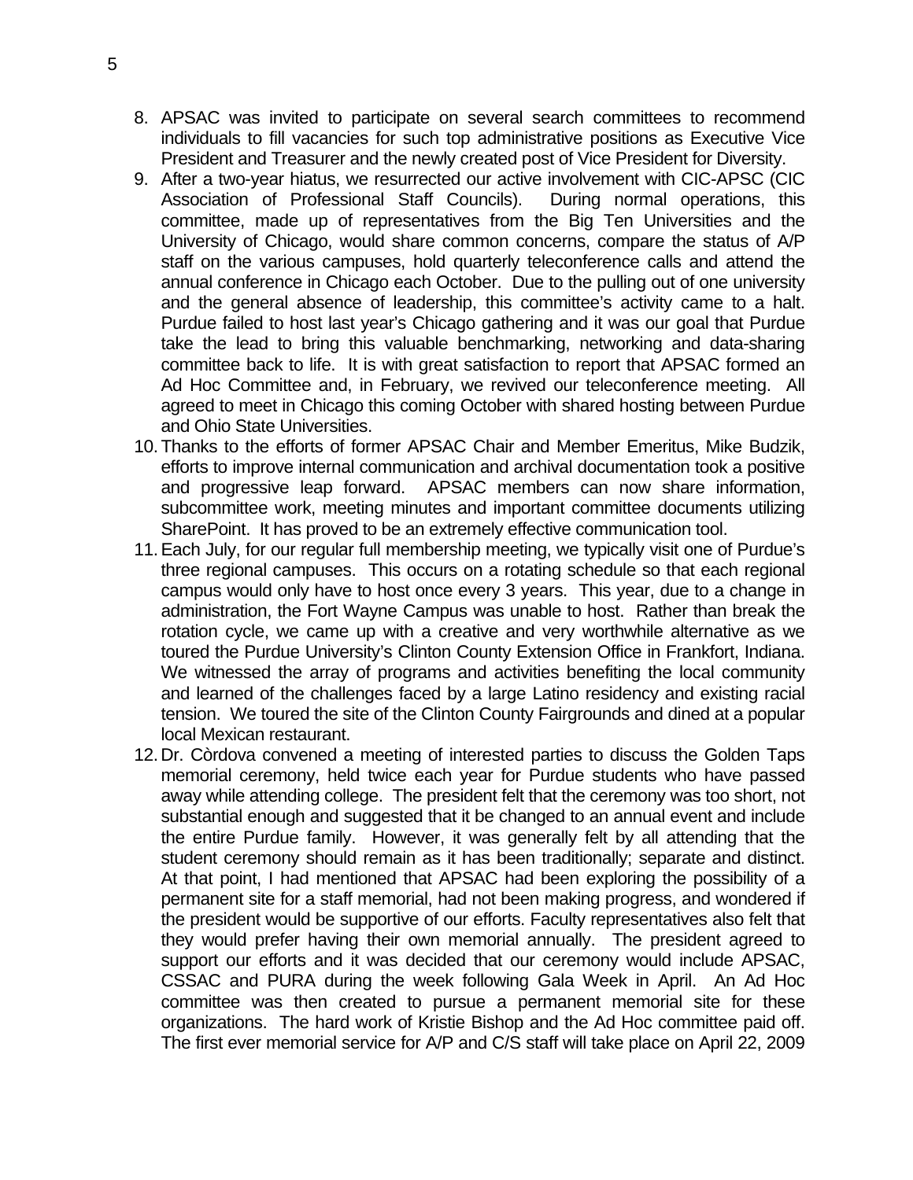8. APSAC was invited to participate on several search committees to recommend individuals to fill vacancies for such top administrative positions as Executive Vice President and Treasurer and the newly created post of Vice President for Diversity.
9. After a two-year hiatus, we resurrected our active involvement with CIC-APSC (CIC Association of Professional Staff Councils). During normal operations, this committee, made up of representatives from the Big Ten Universities and the University of Chicago, would share common concerns, compare the status of A/P staff on the various campuses, hold quarterly teleconference calls and attend the annual conference in Chicago each October. Due to the pulling out of one university and the general absence of leadership, this committee's activity came to a halt. Purdue failed to host last year's Chicago gathering and it was our goal that Purdue take the lead to bring this valuable benchmarking, networking and data-sharing committee back to life. It is with great satisfaction to report that APSAC formed an Ad Hoc Committee and, in February, we revived our teleconference meeting. All agreed to meet in Chicago this coming October with shared hosting between Purdue and Ohio State Universities.
10. Thanks to the efforts of former APSAC Chair and Member Emeritus, Mike Budzik, efforts to improve internal communication and archival documentation took a positive and progressive leap forward. APSAC members can now share information, subcommittee work, meeting minutes and important committee documents utilizing SharePoint. It has proved to be an extremely effective communication tool.
11. Each July, for our regular full membership meeting, we typically visit one of Purdue's three regional campuses. This occurs on a rotating schedule so that each regional campus would only have to host once every 3 years. This year, due to a change in administration, the Fort Wayne Campus was unable to host. Rather than break the rotation cycle, we came up with a creative and very worthwhile alternative as we toured the Purdue University's Clinton County Extension Office in Frankfort, Indiana. We witnessed the array of programs and activities benefiting the local community and learned of the challenges faced by a large Latino residency and existing racial tension. We toured the site of the Clinton County Fairgrounds and dined at a popular local Mexican restaurant.
12. Dr. Còrdova convened a meeting of interested parties to discuss the Golden Taps memorial ceremony, held twice each year for Purdue students who have passed away while attending college. The president felt that the ceremony was too short, not substantial enough and suggested that it be changed to an annual event and include the entire Purdue family. However, it was generally felt by all attending that the student ceremony should remain as it has been traditionally; separate and distinct. At that point, I had mentioned that APSAC had been exploring the possibility of a permanent site for a staff memorial, had not been making progress, and wondered if the president would be supportive of our efforts. Faculty representatives also felt that they would prefer having their own memorial annually. The president agreed to support our efforts and it was decided that our ceremony would include APSAC, CSSAC and PURA during the week following Gala Week in April. An Ad Hoc committee was then created to pursue a permanent memorial site for these organizations. The hard work of Kristie Bishop and the Ad Hoc committee paid off. The first ever memorial service for A/P and C/S staff will take place on April 22, 2009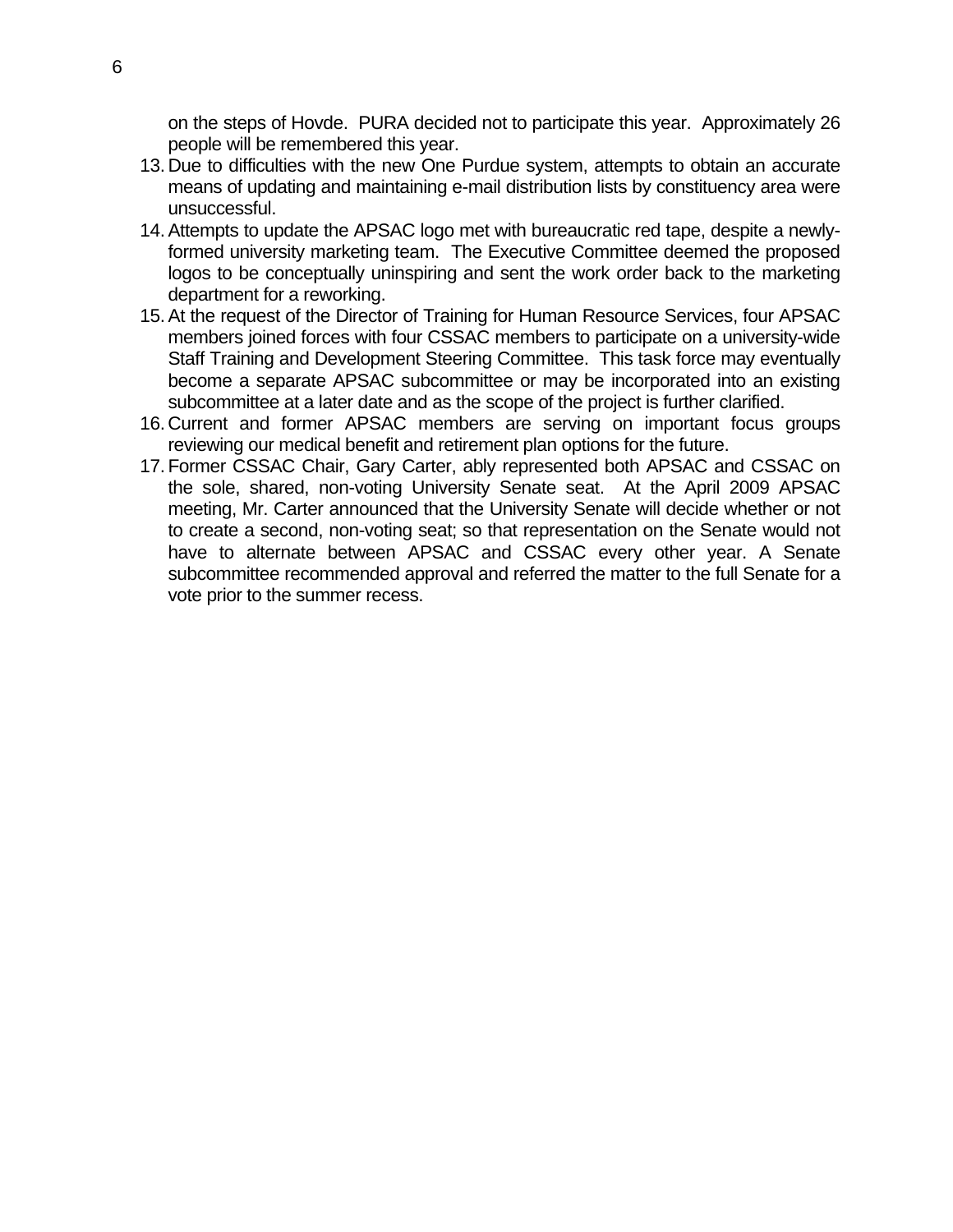on the steps of Hovde. PURA decided not to participate this year. Approximately 26 people will be remembered this year.

13. Due to difficulties with the new One Purdue system, attempts to obtain an accurate means of updating and maintaining e-mail distribution lists by constituency area were unsuccessful.
14. Attempts to update the APSAC logo met with bureaucratic red tape, despite a newly-formed university marketing team. The Executive Committee deemed the proposed logos to be conceptually uninspiring and sent the work order back to the marketing department for a reworking.
15. At the request of the Director of Training for Human Resource Services, four APSAC members joined forces with four CSSAC members to participate on a university-wide Staff Training and Development Steering Committee. This task force may eventually become a separate APSAC subcommittee or may be incorporated into an existing subcommittee at a later date and as the scope of the project is further clarified.
16. Current and former APSAC members are serving on important focus groups reviewing our medical benefit and retirement plan options for the future.
17. Former CSSAC Chair, Gary Carter, ably represented both APSAC and CSSAC on the sole, shared, non-voting University Senate seat. At the April 2009 APSAC meeting, Mr. Carter announced that the University Senate will decide whether or not to create a second, non-voting seat; so that representation on the Senate would not have to alternate between APSAC and CSSAC every other year. A Senate subcommittee recommended approval and referred the matter to the full Senate for a vote prior to the summer recess.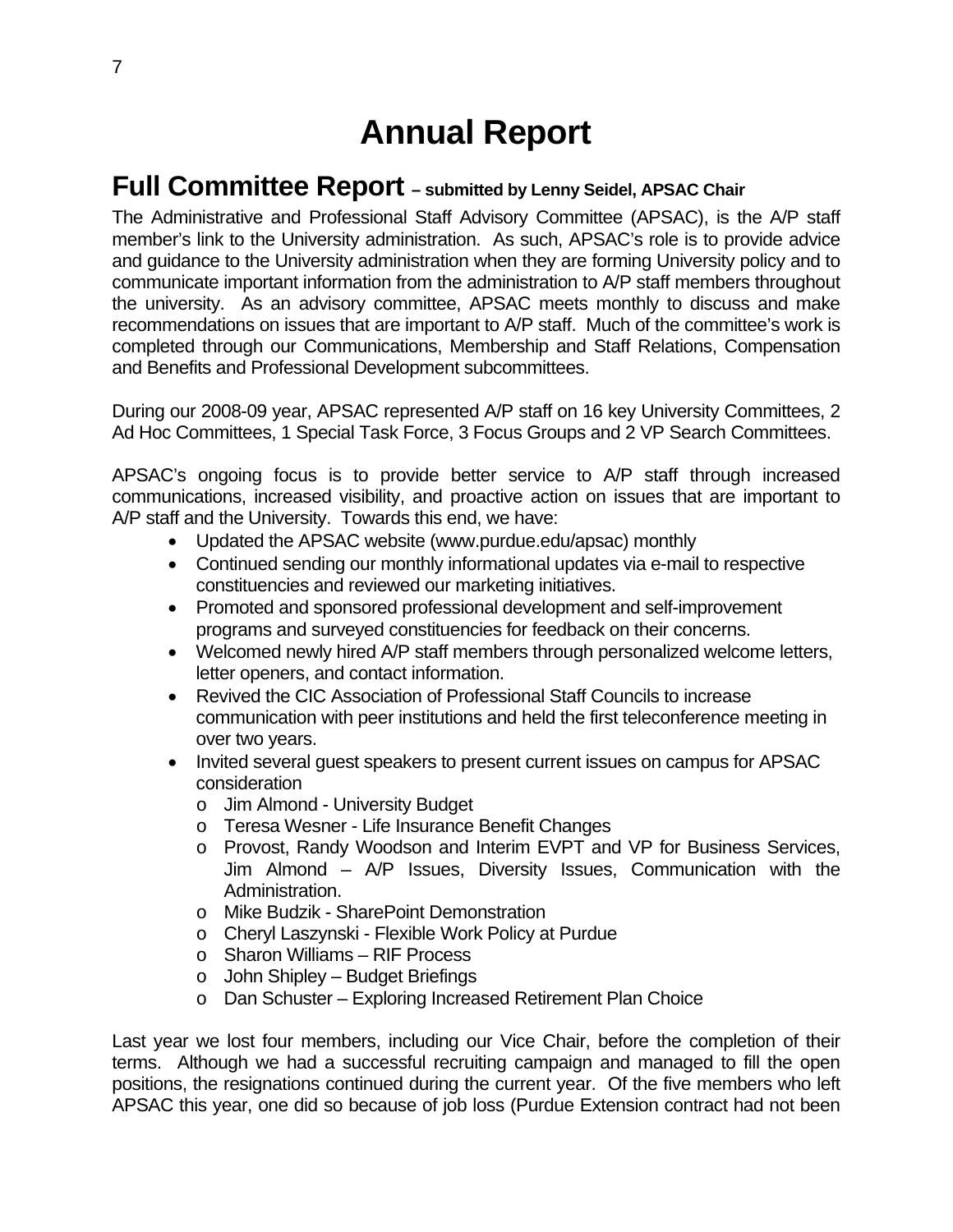# Annual Report

## Full Committee Report – submitted by Lenny Seidel, APSAC Chair

The Administrative and Professional Staff Advisory Committee (APSAC), is the A/P staff member's link to the University administration. As such, APSAC's role is to provide advice and guidance to the University administration when they are forming University policy and to communicate important information from the administration to A/P staff members throughout the university. As an advisory committee, APSAC meets monthly to discuss and make recommendations on issues that are important to A/P staff. Much of the committee's work is completed through our Communications, Membership and Staff Relations, Compensation and Benefits and Professional Development subcommittees.

During our 2008-09 year, APSAC represented A/P staff on 16 key University Committees, 2 Ad Hoc Committees, 1 Special Task Force, 3 Focus Groups and 2 VP Search Committees.

APSAC's ongoing focus is to provide better service to A/P staff through increased communications, increased visibility, and proactive action on issues that are important to A/P staff and the University. Towards this end, we have:

- Updated the APSAC website (www.purdue.edu/apsac) monthly
- Continued sending our monthly informational updates via e-mail to respective constituencies and reviewed our marketing initiatives.
- Promoted and sponsored professional development and self-improvement programs and surveyed constituencies for feedback on their concerns.
- Welcomed newly hired A/P staff members through personalized welcome letters, letter openers, and contact information.
- Revived the CIC Association of Professional Staff Councils to increase communication with peer institutions and held the first teleconference meeting in over two years.
- Invited several guest speakers to present current issues on campus for APSAC consideration
  - Jim Almond - University Budget
  - Teresa Wesner - Life Insurance Benefit Changes
  - Provost, Randy Woodson and Interim EVPT and VP for Business Services, Jim Almond – A/P Issues, Diversity Issues, Communication with the Administration.
  - Mike Budzik - SharePoint Demonstration
  - Cheryl Laszynski - Flexible Work Policy at Purdue
  - Sharon Williams – RIF Process
  - John Shipley – Budget Briefings
  - Dan Schuster – Exploring Increased Retirement Plan Choice

Last year we lost four members, including our Vice Chair, before the completion of their terms. Although we had a successful recruiting campaign and managed to fill the open positions, the resignations continued during the current year. Of the five members who left APSAC this year, one did so because of job loss (Purdue Extension contract had not been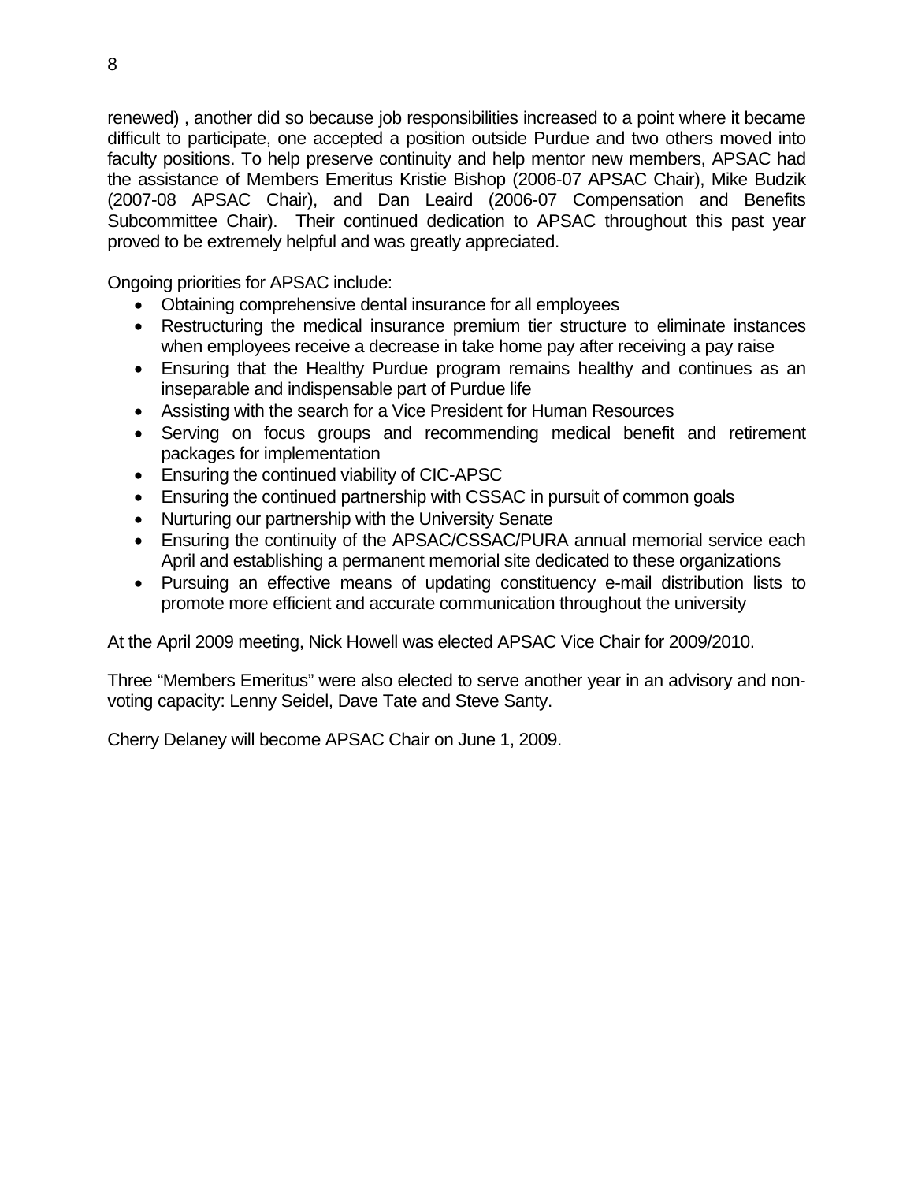renewed) , another did so because job responsibilities increased to a point where it became difficult to participate, one accepted a position outside Purdue and two others moved into faculty positions. To help preserve continuity and help mentor new members, APSAC had the assistance of Members Emeritus Kristie Bishop (2006-07 APSAC Chair), Mike Budzik (2007-08 APSAC Chair), and Dan Leaird (2006-07 Compensation and Benefits Subcommittee Chair). Their continued dedication to APSAC throughout this past year proved to be extremely helpful and was greatly appreciated.

Ongoing priorities for APSAC include:

- Obtaining comprehensive dental insurance for all employees
- Restructuring the medical insurance premium tier structure to eliminate instances when employees receive a decrease in take home pay after receiving a pay raise
- Ensuring that the Healthy Purdue program remains healthy and continues as an inseparable and indispensable part of Purdue life
- Assisting with the search for a Vice President for Human Resources
- Serving on focus groups and recommending medical benefit and retirement packages for implementation
- Ensuring the continued viability of CIC-APSC
- Ensuring the continued partnership with CSSAC in pursuit of common goals
- Nurturing our partnership with the University Senate
- Ensuring the continuity of the APSAC/CSSAC/PURA annual memorial service each April and establishing a permanent memorial site dedicated to these organizations
- Pursuing an effective means of updating constituency e-mail distribution lists to promote more efficient and accurate communication throughout the university

At the April 2009 meeting, Nick Howell was elected APSAC Vice Chair for 2009/2010.

Three "Members Emeritus" were also elected to serve another year in an advisory and non-voting capacity: Lenny Seidel, Dave Tate and Steve Santy.

Cherry Delaney will become APSAC Chair on June 1, 2009.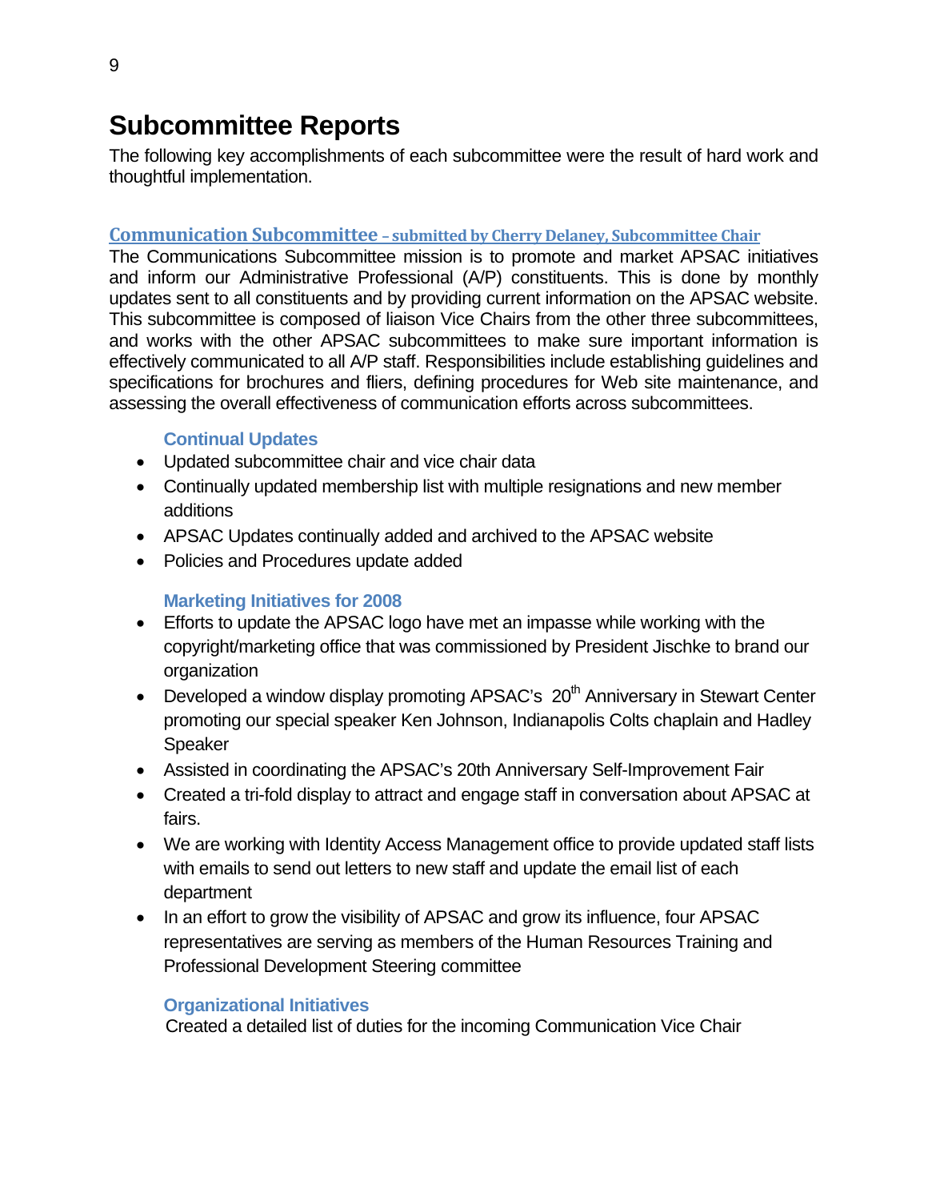# Subcommittee Reports

The following key accomplishments of each subcommittee were the result of hard work and thoughtful implementation.

## Communication Subcommittee – submitted by Cherry Delaney, Subcommittee Chair

The Communications Subcommittee mission is to promote and market APSAC initiatives and inform our Administrative Professional (A/P) constituents. This is done by monthly updates sent to all constituents and by providing current information on the APSAC website. This subcommittee is composed of liaison Vice Chairs from the other three subcommittees, and works with the other APSAC subcommittees to make sure important information is effectively communicated to all A/P staff. Responsibilities include establishing guidelines and specifications for brochures and fliers, defining procedures for Web site maintenance, and assessing the overall effectiveness of communication efforts across subcommittees.

### Continual Updates

- Updated subcommittee chair and vice chair data
- Continually updated membership list with multiple resignations and new member additions
- APSAC Updates continually added and archived to the APSAC website
- Policies and Procedures update added

### Marketing Initiatives for 2008

- Efforts to update the APSAC logo have met an impasse while working with the copyright/marketing office that was commissioned by President Jischke to brand our organization
- Developed a window display promoting APSAC's 20th Anniversary in Stewart Center promoting our special speaker Ken Johnson, Indianapolis Colts chaplain and Hadley Speaker
- Assisted in coordinating the APSAC's 20th Anniversary Self-Improvement Fair
- Created a tri-fold display to attract and engage staff in conversation about APSAC at fairs.
- We are working with Identity Access Management office to provide updated staff lists with emails to send out letters to new staff and update the email list of each department
- In an effort to grow the visibility of APSAC and grow its influence, four APSAC representatives are serving as members of the Human Resources Training and Professional Development Steering committee

### Organizational Initiatives

Created a detailed list of duties for the incoming Communication Vice Chair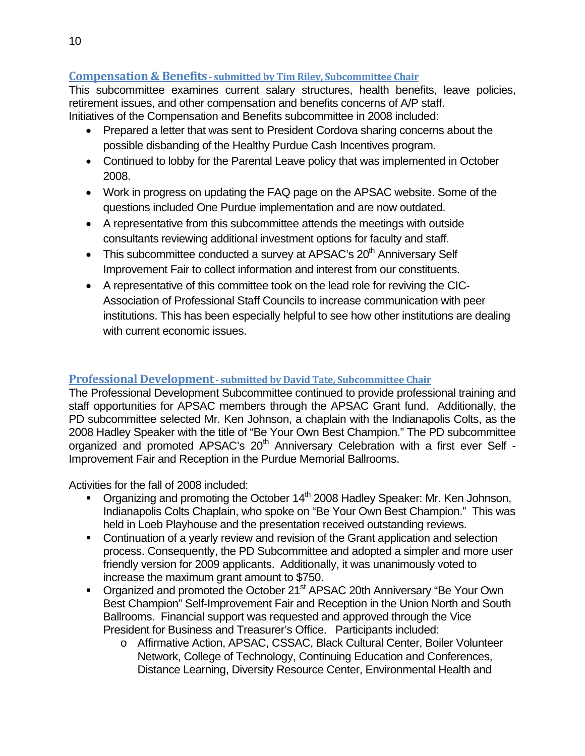## Compensation & Benefits - submitted by Tim Riley, Subcommittee Chair

This subcommittee examines current salary structures, health benefits, leave policies, retirement issues, and other compensation and benefits concerns of A/P staff.
Initiatives of the Compensation and Benefits subcommittee in 2008 included:

- Prepared a letter that was sent to President Cordova sharing concerns about the possible disbanding of the Healthy Purdue Cash Incentives program.
- Continued to lobby for the Parental Leave policy that was implemented in October 2008.
- Work in progress on updating the FAQ page on the APSAC website. Some of the questions included One Purdue implementation and are now outdated.
- A representative from this subcommittee attends the meetings with outside consultants reviewing additional investment options for faculty and staff.
- This subcommittee conducted a survey at APSAC's 20th Anniversary Self Improvement Fair to collect information and interest from our constituents.
- A representative of this committee took on the lead role for reviving the CIC-Association of Professional Staff Councils to increase communication with peer institutions. This has been especially helpful to see how other institutions are dealing with current economic issues.

## Professional Development - submitted by David Tate, Subcommittee Chair

The Professional Development Subcommittee continued to provide professional training and staff opportunities for APSAC members through the APSAC Grant fund. Additionally, the PD subcommittee selected Mr. Ken Johnson, a chaplain with the Indianapolis Colts, as the 2008 Hadley Speaker with the title of "Be Your Own Best Champion." The PD subcommittee organized and promoted APSAC's 20th Anniversary Celebration with a first ever Self - Improvement Fair and Reception in the Purdue Memorial Ballrooms.

Activities for the fall of 2008 included:

- Organizing and promoting the October 14th 2008 Hadley Speaker: Mr. Ken Johnson, Indianapolis Colts Chaplain, who spoke on "Be Your Own Best Champion." This was held in Loeb Playhouse and the presentation received outstanding reviews.
- Continuation of a yearly review and revision of the Grant application and selection process. Consequently, the PD Subcommittee and adopted a simpler and more user friendly version for 2009 applicants. Additionally, it was unanimously voted to increase the maximum grant amount to $750.
- Organized and promoted the October 21st APSAC 20th Anniversary "Be Your Own Best Champion" Self-Improvement Fair and Reception in the Union North and South Ballrooms. Financial support was requested and approved through the Vice President for Business and Treasurer's Office. Participants included:
  - Affirmative Action, APSAC, CSSAC, Black Cultural Center, Boiler Volunteer Network, College of Technology, Continuing Education and Conferences, Distance Learning, Diversity Resource Center, Environmental Health and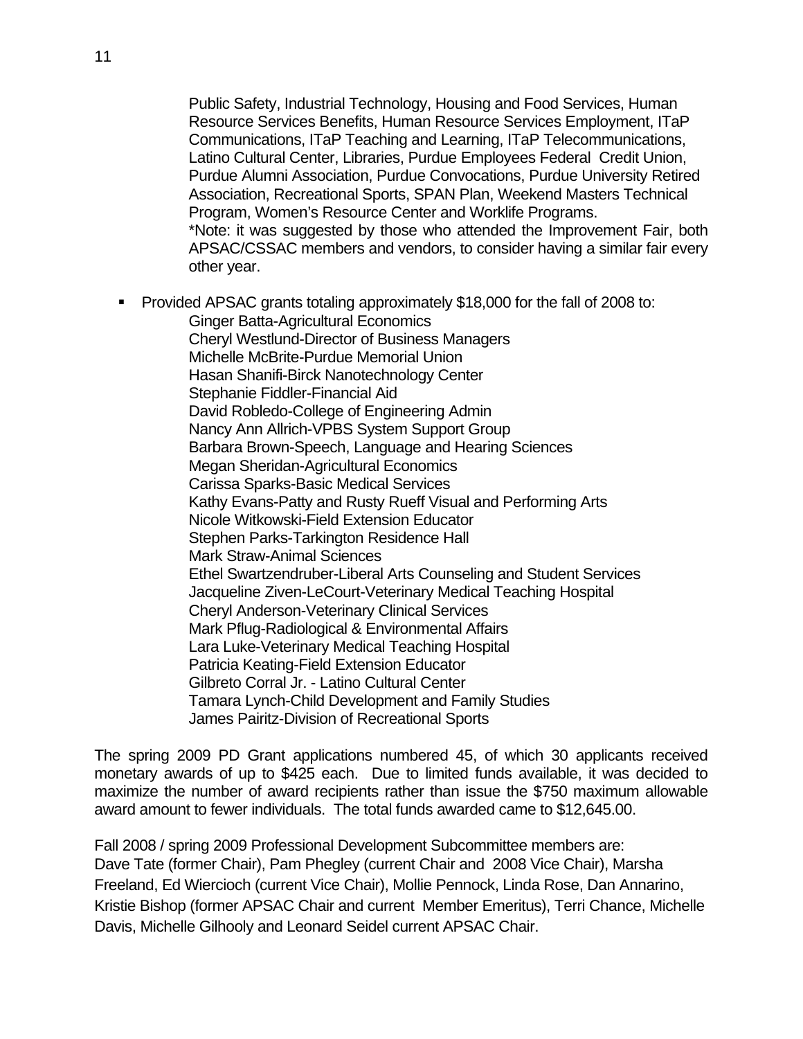Public Safety, Industrial Technology, Housing and Food Services, Human Resource Services Benefits, Human Resource Services Employment, ITaP Communications, ITaP Teaching and Learning, ITaP Telecommunications, Latino Cultural Center, Libraries, Purdue Employees Federal Credit Union, Purdue Alumni Association, Purdue Convocations, Purdue University Retired Association, Recreational Sports, SPAN Plan, Weekend Masters Technical Program, Women's Resource Center and Worklife Programs.

*Note: it was suggested by those who attended the Improvement Fair, both APSAC/CSSAC members and vendors, to consider having a similar fair every other year.

- Provided APSAC grants totaling approximately $18,000 for the fall of 2008 to:
  - Ginger Batta-Agricultural Economics
  - Cheryl Westlund-Director of Business Managers
  - Michelle McBrite-Purdue Memorial Union
  - Hasan Shanifi-Birck Nanotechnology Center
  - Stephanie Fiddler-Financial Aid
  - David Robledo-College of Engineering Admin
  - Nancy Ann Allrich-VPBS System Support Group
  - Barbara Brown-Speech, Language and Hearing Sciences
  - Megan Sheridan-Agricultural Economics
  - Carissa Sparks-Basic Medical Services
  - Kathy Evans-Patty and Rusty Rueff Visual and Performing Arts
  - Nicole Witkowski-Field Extension Educator
  - Stephen Parks-Tarkington Residence Hall
  - Mark Straw-Animal Sciences
  - Ethel Swartzendruber-Liberal Arts Counseling and Student Services
  - Jacqueline Ziven-LeCourt-Veterinary Medical Teaching Hospital
  - Cheryl Anderson-Veterinary Clinical Services
  - Mark Pflug-Radiological & Environmental Affairs
  - Lara Luke-Veterinary Medical Teaching Hospital
  - Patricia Keating-Field Extension Educator
  - Gilbreto Corral Jr. - Latino Cultural Center
  - Tamara Lynch-Child Development and Family Studies
  - James Pairitz-Division of Recreational Sports

The spring 2009 PD Grant applications numbered 45, of which 30 applicants received monetary awards of up to $425 each. Due to limited funds available, it was decided to maximize the number of award recipients rather than issue the $750 maximum allowable award amount to fewer individuals. The total funds awarded came to $12,645.00.

Fall 2008 / spring 2009 Professional Development Subcommittee members are:
Dave Tate (former Chair), Pam Phegley (current Chair and 2008 Vice Chair), Marsha Freeland, Ed Wiercioch (current Vice Chair), Mollie Pennock, Linda Rose, Dan Annarino, Kristie Bishop (former APSAC Chair and current Member Emeritus), Terri Chance, Michelle Davis, Michelle Gilhooly and Leonard Seidel current APSAC Chair.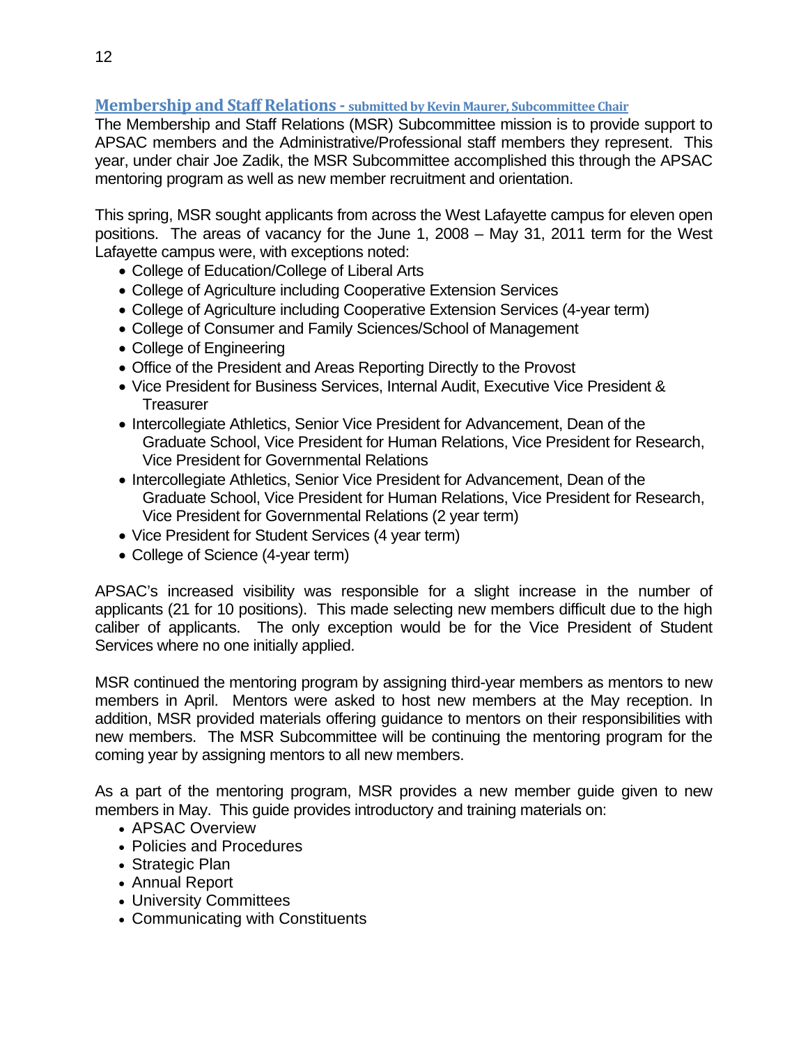## Membership and Staff Relations - submitted by Kevin Maurer, Subcommittee Chair

The Membership and Staff Relations (MSR) Subcommittee mission is to provide support to APSAC members and the Administrative/Professional staff members they represent. This year, under chair Joe Zadik, the MSR Subcommittee accomplished this through the APSAC mentoring program as well as new member recruitment and orientation.

This spring, MSR sought applicants from across the West Lafayette campus for eleven open positions. The areas of vacancy for the June 1, 2008 – May 31, 2011 term for the West Lafayette campus were, with exceptions noted:

- College of Education/College of Liberal Arts
- College of Agriculture including Cooperative Extension Services
- College of Agriculture including Cooperative Extension Services (4-year term)
- College of Consumer and Family Sciences/School of Management
- College of Engineering
- Office of the President and Areas Reporting Directly to the Provost
- Vice President for Business Services, Internal Audit, Executive Vice President & Treasurer
- Intercollegiate Athletics, Senior Vice President for Advancement, Dean of the Graduate School, Vice President for Human Relations, Vice President for Research, Vice President for Governmental Relations
- Intercollegiate Athletics, Senior Vice President for Advancement, Dean of the Graduate School, Vice President for Human Relations, Vice President for Research, Vice President for Governmental Relations (2 year term)
- Vice President for Student Services (4 year term)
- College of Science (4-year term)

APSAC's increased visibility was responsible for a slight increase in the number of applicants (21 for 10 positions). This made selecting new members difficult due to the high caliber of applicants. The only exception would be for the Vice President of Student Services where no one initially applied.

MSR continued the mentoring program by assigning third-year members as mentors to new members in April. Mentors were asked to host new members at the May reception. In addition, MSR provided materials offering guidance to mentors on their responsibilities with new members. The MSR Subcommittee will be continuing the mentoring program for the coming year by assigning mentors to all new members.

As a part of the mentoring program, MSR provides a new member guide given to new members in May. This guide provides introductory and training materials on:

- APSAC Overview
- Policies and Procedures
- Strategic Plan
- Annual Report
- University Committees
- Communicating with Constituents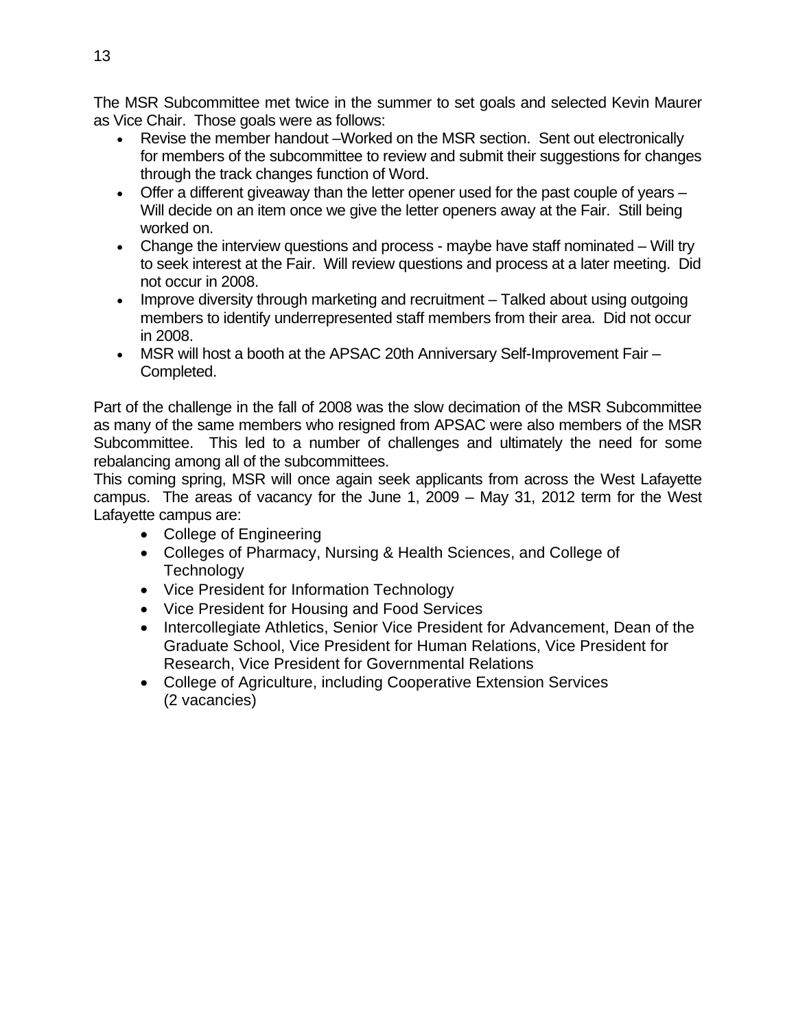The MSR Subcommittee met twice in the summer to set goals and selected Kevin Maurer as Vice Chair. Those goals were as follows:

- Revise the member handout –Worked on the MSR section. Sent out electronically for members of the subcommittee to review and submit their suggestions for changes through the track changes function of Word.
- Offer a different giveaway than the letter opener used for the past couple of years – Will decide on an item once we give the letter openers away at the Fair. Still being worked on.
- Change the interview questions and process - maybe have staff nominated – Will try to seek interest at the Fair. Will review questions and process at a later meeting. Did not occur in 2008.
- Improve diversity through marketing and recruitment – Talked about using outgoing members to identify underrepresented staff members from their area. Did not occur in 2008.
- MSR will host a booth at the APSAC 20th Anniversary Self-Improvement Fair – Completed.

Part of the challenge in the fall of 2008 was the slow decimation of the MSR Subcommittee as many of the same members who resigned from APSAC were also members of the MSR Subcommittee. This led to a number of challenges and ultimately the need for some rebalancing among all of the subcommittees.

This coming spring, MSR will once again seek applicants from across the West Lafayette campus. The areas of vacancy for the June 1, 2009 – May 31, 2012 term for the West Lafayette campus are:

- College of Engineering
- Colleges of Pharmacy, Nursing & Health Sciences, and College of Technology
- Vice President for Information Technology
- Vice President for Housing and Food Services
- Intercollegiate Athletics, Senior Vice President for Advancement, Dean of the Graduate School, Vice President for Human Relations, Vice President for Research, Vice President for Governmental Relations
- College of Agriculture, including Cooperative Extension Services (2 vacancies)